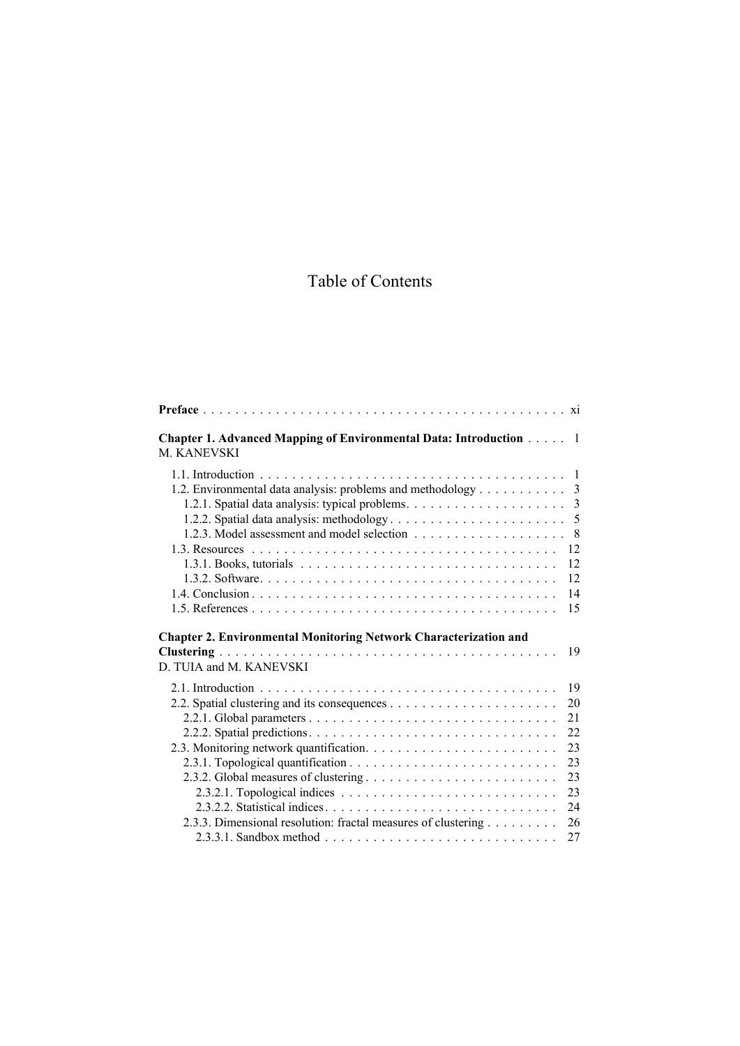# Table of Contents

**Preface** . . . . . . . . . . . . . . . . . . . . . . . . . . . . . . . . . . . . . . . . . . . . . xi

**Chapter 1. Advanced Mapping of Environmental Data: Introduction** . . . . . 1
M. KANEVSKI

1.1. Introduction . . . . . . . . . . . . . . . . . . . . . . . . . . . . . . . . . . . . . . . 1
1.2. Environmental data analysis: problems and methodology . . . . . . . . . . . 3
1.2.1. Spatial data analysis: typical problems. . . . . . . . . . . . . . . . . . . . 3
1.2.2. Spatial data analysis: methodology . . . . . . . . . . . . . . . . . . . . . . 5
1.2.3. Model assessment and model selection . . . . . . . . . . . . . . . . . . . 8
1.3. Resources . . . . . . . . . . . . . . . . . . . . . . . . . . . . . . . . . . . . . . 12
1.3.1. Books, tutorials . . . . . . . . . . . . . . . . . . . . . . . . . . . . . . . . 12
1.3.2. Software. . . . . . . . . . . . . . . . . . . . . . . . . . . . . . . . . . . . . 12
1.4. Conclusion . . . . . . . . . . . . . . . . . . . . . . . . . . . . . . . . . . . . . 14
1.5. References . . . . . . . . . . . . . . . . . . . . . . . . . . . . . . . . . . . . . 15

**Chapter 2. Environmental Monitoring Network Characterization and Clustering** . . . . . . . . . . . . . . . . . . . . . . . . . . . . . . . . . . . . . . . . . 19
D. TUIA and M. KANEVSKI

2.1. Introduction . . . . . . . . . . . . . . . . . . . . . . . . . . . . . . . . . . . . . 19
2.2. Spatial clustering and its consequences . . . . . . . . . . . . . . . . . . . . . 20
2.2.1. Global parameters . . . . . . . . . . . . . . . . . . . . . . . . . . . . . . . 21
2.2.2. Spatial predictions. . . . . . . . . . . . . . . . . . . . . . . . . . . . . . . 22
2.3. Monitoring network quantification. . . . . . . . . . . . . . . . . . . . . . . . 23
2.3.1. Topological quantification . . . . . . . . . . . . . . . . . . . . . . . . . . 23
2.3.2. Global measures of clustering . . . . . . . . . . . . . . . . . . . . . . . . 23
2.3.2.1. Topological indices . . . . . . . . . . . . . . . . . . . . . . . . . . . 23
2.3.2.2. Statistical indices. . . . . . . . . . . . . . . . . . . . . . . . . . . . . 24
2.3.3. Dimensional resolution: fractal measures of clustering . . . . . . . . . 26
2.3.3.1. Sandbox method . . . . . . . . . . . . . . . . . . . . . . . . . . . . . 27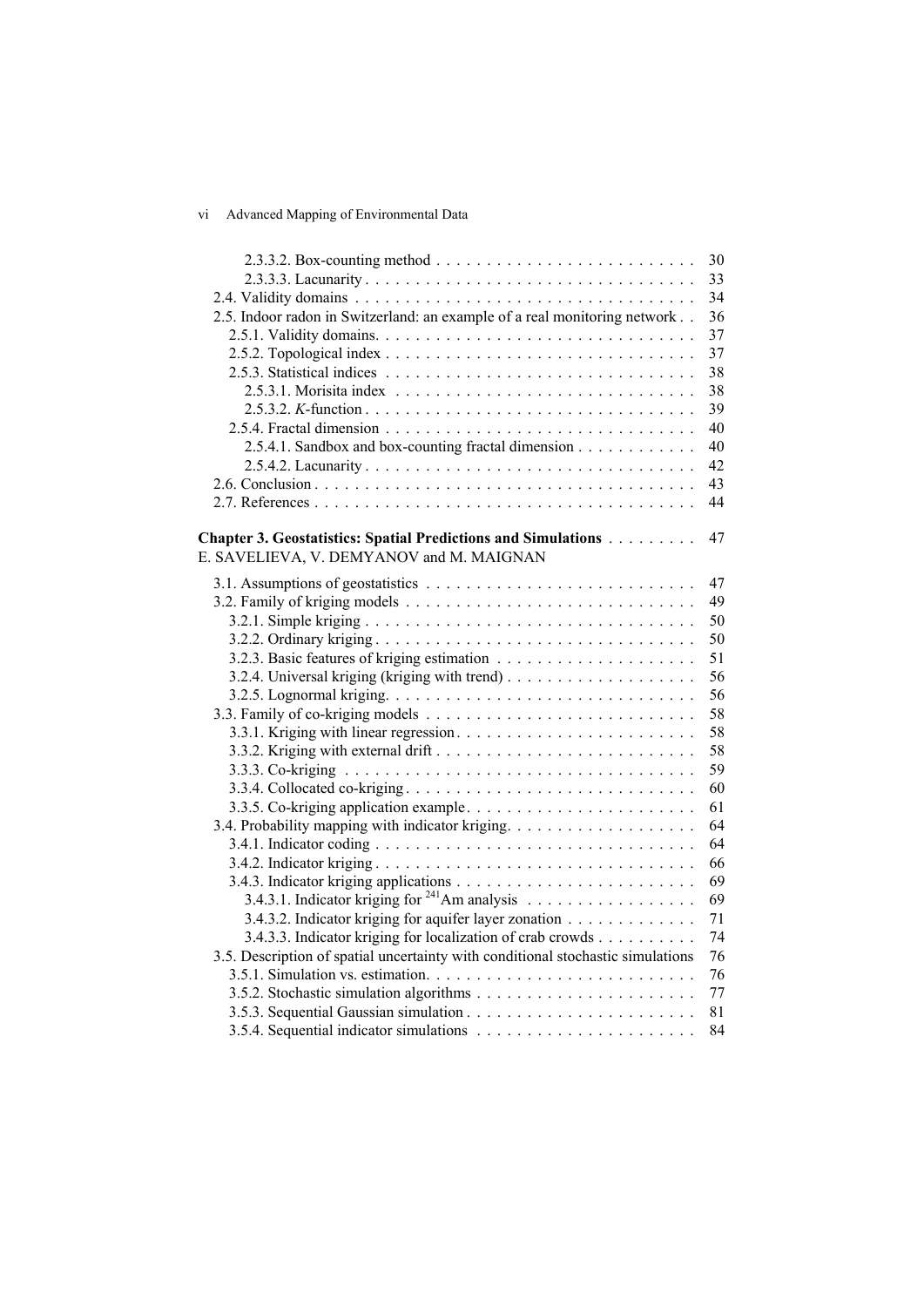- 2.3.3.2. Box-counting method . . . 30
- 2.3.3.3. Lacunarity . . . 33
- 2.4. Validity domains . . . 34
- 2.5. Indoor radon in Switzerland: an example of a real monitoring network . . . 36
  - 2.5.1. Validity domains. . . . 37
  - 2.5.2. Topological index . . . 37
  - 2.5.3. Statistical indices . . . 38
    - 2.5.3.1. Morisita index . . . 38
    - 2.5.3.2. *K*-function . . . 39
  - 2.5.4. Fractal dimension . . . 40
    - 2.5.4.1. Sandbox and box-counting fractal dimension . . . 40
    - 2.5.4.2. Lacunarity . . . 42
- 2.6. Conclusion . . . 43
- 2.7. References . . . 44

**Chapter 3. Geostatistics: Spatial Predictions and Simulations . . . 47**
E. SAVELIEVA, V. DEMYANOV and M. MAIGNAN

- 3.1. Assumptions of geostatistics . . . 47
- 3.2. Family of kriging models . . . 49
  - 3.2.1. Simple kriging . . . 50
  - 3.2.2. Ordinary kriging . . . 50
  - 3.2.3. Basic features of kriging estimation . . . 51
  - 3.2.4. Universal kriging (kriging with trend) . . . 56
  - 3.2.5. Lognormal kriging. . . . 56
- 3.3. Family of co-kriging models . . . 58
  - 3.3.1. Kriging with linear regression. . . . 58
  - 3.3.2. Kriging with external drift . . . 58
  - 3.3.3. Co-kriging . . . 59
  - 3.3.4. Collocated co-kriging . . . 60
  - 3.3.5. Co-kriging application example. . . . 61
- 3.4. Probability mapping with indicator kriging. . . . 64
  - 3.4.1. Indicator coding . . . 64
  - 3.4.2. Indicator kriging . . . 66
  - 3.4.3. Indicator kriging applications . . . 69
    - 3.4.3.1. Indicator kriging for $^{241}$Am analysis . . . 69
    - 3.4.3.2. Indicator kriging for aquifer layer zonation . . . 71
    - 3.4.3.3. Indicator kriging for localization of crab crowds . . . 74
- 3.5. Description of spatial uncertainty with conditional stochastic simulations . . . 76
  - 3.5.1. Simulation vs. estimation. . . . 76
  - 3.5.2. Stochastic simulation algorithms . . . 77
  - 3.5.3. Sequential Gaussian simulation . . . 81
  - 3.5.4. Sequential indicator simulations . . . 84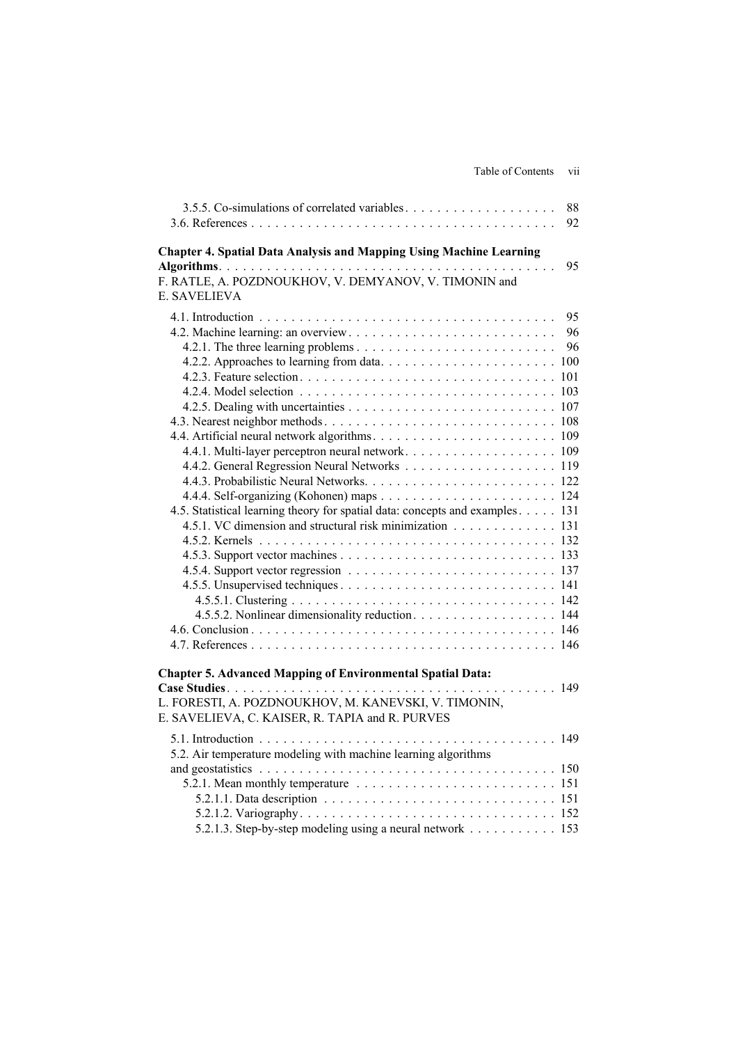3.5.5. Co-simulations of correlated variables . . . . . . . . . . . . . . . . . . . 88
3.6. References . . . . . . . . . . . . . . . . . . . . . . . . . . . . . . . . . . . . . . 92

**Chapter 4. Spatial Data Analysis and Mapping Using Machine Learning Algorithms** . . . . . . . . . . . . . . . . . . . . . . . . . . . . . . . . . . . . . . . . 95
F. RATLE, A. POZDNOUKHOV, V. DEMYANOV, V. TIMONIN and E. SAVELIEVA

4.1. Introduction . . . . . . . . . . . . . . . . . . . . . . . . . . . . . . . . . . . . 95
4.2. Machine learning: an overview . . . . . . . . . . . . . . . . . . . . . . . . . 96
4.2.1. The three learning problems . . . . . . . . . . . . . . . . . . . . . . . . 96
4.2.2. Approaches to learning from data . . . . . . . . . . . . . . . . . . . . . 100
4.2.3. Feature selection . . . . . . . . . . . . . . . . . . . . . . . . . . . . . . . 101
4.2.4. Model selection . . . . . . . . . . . . . . . . . . . . . . . . . . . . . . . 103
4.2.5. Dealing with uncertainties . . . . . . . . . . . . . . . . . . . . . . . . . 107
4.3. Nearest neighbor methods . . . . . . . . . . . . . . . . . . . . . . . . . . . . 108
4.4. Artificial neural network algorithms . . . . . . . . . . . . . . . . . . . . . . . 109
4.4.1. Multi-layer perceptron neural network . . . . . . . . . . . . . . . . . . . 109
4.4.2. General Regression Neural Networks . . . . . . . . . . . . . . . . . . . 119
4.4.3. Probabilistic Neural Networks . . . . . . . . . . . . . . . . . . . . . . . 122
4.4.4. Self-organizing (Kohonen) maps . . . . . . . . . . . . . . . . . . . . . . 124
4.5. Statistical learning theory for spatial data: concepts and examples . . . . . 131
4.5.1. VC dimension and structural risk minimization . . . . . . . . . . . . 131
4.5.2. Kernels . . . . . . . . . . . . . . . . . . . . . . . . . . . . . . . . . . . . . 132
4.5.3. Support vector machines . . . . . . . . . . . . . . . . . . . . . . . . . . 133
4.5.4. Support vector regression . . . . . . . . . . . . . . . . . . . . . . . . . 137
4.5.5. Unsupervised techniques . . . . . . . . . . . . . . . . . . . . . . . . . . 141
4.5.5.1. Clustering . . . . . . . . . . . . . . . . . . . . . . . . . . . . . . . . 142
4.5.5.2. Nonlinear dimensionality reduction . . . . . . . . . . . . . . . . . 144
4.6. Conclusion . . . . . . . . . . . . . . . . . . . . . . . . . . . . . . . . . . . . . 146
4.7. References . . . . . . . . . . . . . . . . . . . . . . . . . . . . . . . . . . . . . 146

**Chapter 5. Advanced Mapping of Environmental Spatial Data: Case Studies** . . . . . . . . . . . . . . . . . . . . . . . . . . . . . . . . . . . . . . . 149
L. FORESTI, A. POZDNOUKHOV, M. KANEVSKI, V. TIMONIN, E. SAVELIEVA, C. KAISER, R. TAPIA and R. PURVES

5.1. Introduction . . . . . . . . . . . . . . . . . . . . . . . . . . . . . . . . . . . . 149
5.2. Air temperature modeling with machine learning algorithms and geostatistics . . . . . . . . . . . . . . . . . . . . . . . . . . . . . . . . . . . . 150
5.2.1. Mean monthly temperature . . . . . . . . . . . . . . . . . . . . . . . . 151
5.2.1.1. Data description . . . . . . . . . . . . . . . . . . . . . . . . . . . . 151
5.2.1.2. Variography . . . . . . . . . . . . . . . . . . . . . . . . . . . . . . . 152
5.2.1.3. Step-by-step modeling using a neural network . . . . . . . . . . . 153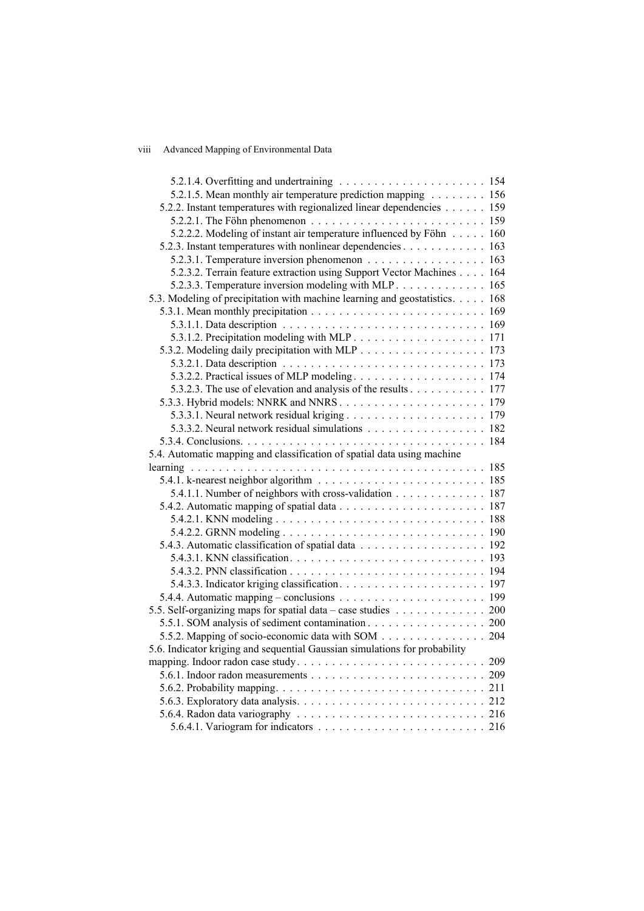5.2.1.4. Overfitting and undertraining . . . . . . . . . . . . . . . . . . . . . 154
5.2.1.5. Mean monthly air temperature prediction mapping . . . . . . . . 156
5.2.2. Instant temperatures with regionalized linear dependencies . . . . . . 159
5.2.2.1. The Föhn phenomenon . . . . . . . . . . . . . . . . . . . . . . . . . 159
5.2.2.2. Modeling of instant air temperature influenced by Föhn . . . . . 160
5.2.3. Instant temperatures with nonlinear dependencies . . . . . . . . . . . . 163
5.2.3.1. Temperature inversion phenomenon . . . . . . . . . . . . . . . . . 163
5.2.3.2. Terrain feature extraction using Support Vector Machines . . . . 164
5.2.3.3. Temperature inversion modeling with MLP . . . . . . . . . . . . . 165
5.3. Modeling of precipitation with machine learning and geostatistics. . . . . 168
5.3.1. Mean monthly precipitation . . . . . . . . . . . . . . . . . . . . . . . . . 169
5.3.1.1. Data description . . . . . . . . . . . . . . . . . . . . . . . . . . . . . 169
5.3.1.2. Precipitation modeling with MLP . . . . . . . . . . . . . . . . . . . 171
5.3.2. Modeling daily precipitation with MLP . . . . . . . . . . . . . . . . . . 173
5.3.2.1. Data description . . . . . . . . . . . . . . . . . . . . . . . . . . . . . 173
5.3.2.2. Practical issues of MLP modeling . . . . . . . . . . . . . . . . . . . 174
5.3.2.3. The use of elevation and analysis of the results . . . . . . . . . . . 177
5.3.3. Hybrid models: NNRK and NNRS . . . . . . . . . . . . . . . . . . . . . 179
5.3.3.1. Neural network residual kriging . . . . . . . . . . . . . . . . . . . . 179
5.3.3.2. Neural network residual simulations . . . . . . . . . . . . . . . . . 182
5.3.4. Conclusions. . . . . . . . . . . . . . . . . . . . . . . . . . . . . . . . . . . 184
5.4. Automatic mapping and classification of spatial data using machine learning . . . . . . . . . . . . . . . . . . . . . . . . . . . . . . . . . . . . . . . . . . 185
5.4.1. k-nearest neighbor algorithm . . . . . . . . . . . . . . . . . . . . . . . . 185
5.4.1.1. Number of neighbors with cross-validation . . . . . . . . . . . . . 187
5.4.2. Automatic mapping of spatial data . . . . . . . . . . . . . . . . . . . . . 187
5.4.2.1. KNN modeling . . . . . . . . . . . . . . . . . . . . . . . . . . . . . . 188
5.4.2.2. GRNN modeling . . . . . . . . . . . . . . . . . . . . . . . . . . . . . 190
5.4.3. Automatic classification of spatial data . . . . . . . . . . . . . . . . . . 192
5.4.3.1. KNN classification. . . . . . . . . . . . . . . . . . . . . . . . . . . . 193
5.4.3.2. PNN classification . . . . . . . . . . . . . . . . . . . . . . . . . . . . 194
5.4.3.3. Indicator kriging classification. . . . . . . . . . . . . . . . . . . . . 197
5.4.4. Automatic mapping – conclusions . . . . . . . . . . . . . . . . . . . . . 199
5.5. Self-organizing maps for spatial data – case studies . . . . . . . . . . . . . 200
5.5.1. SOM analysis of sediment contamination . . . . . . . . . . . . . . . . . 200
5.5.2. Mapping of socio-economic data with SOM . . . . . . . . . . . . . . . 204
5.6. Indicator kriging and sequential Gaussian simulations for probability mapping. Indoor radon case study. . . . . . . . . . . . . . . . . . . . . . . . . . . 209
5.6.1. Indoor radon measurements . . . . . . . . . . . . . . . . . . . . . . . . . 209
5.6.2. Probability mapping. . . . . . . . . . . . . . . . . . . . . . . . . . . . . . 211
5.6.3. Exploratory data analysis. . . . . . . . . . . . . . . . . . . . . . . . . . . 212
5.6.4. Radon data variography . . . . . . . . . . . . . . . . . . . . . . . . . . . 216
5.6.4.1. Variogram for indicators . . . . . . . . . . . . . . . . . . . . . . . . 216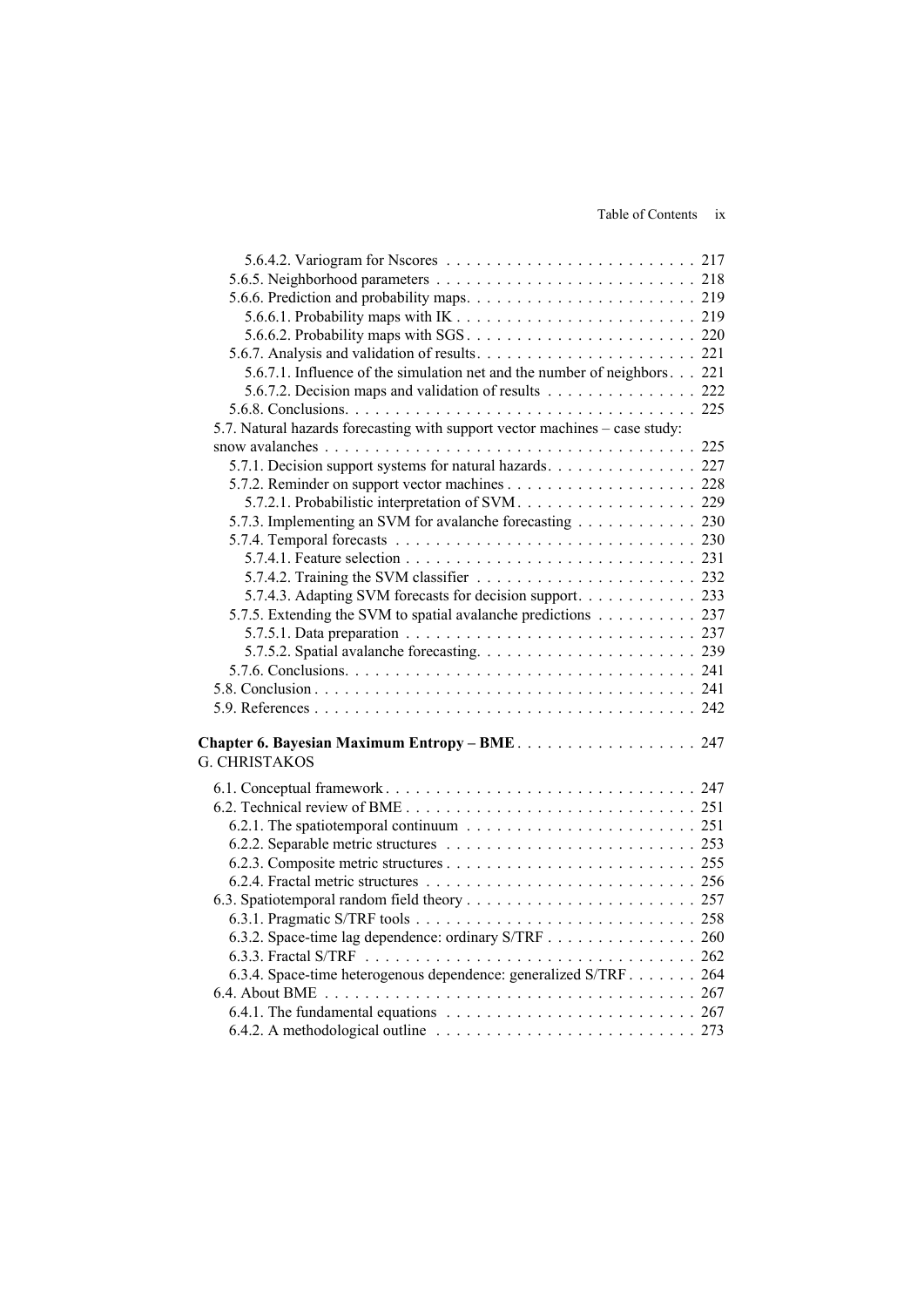5.6.4.2. Variogram for Nscores . . . . . . . . . . . . . . . . . . . . . . . . . 217
5.6.5. Neighborhood parameters . . . . . . . . . . . . . . . . . . . . . . . . . . 218
5.6.6. Prediction and probability maps. . . . . . . . . . . . . . . . . . . . . . . 219
5.6.6.1. Probability maps with IK . . . . . . . . . . . . . . . . . . . . . . . . 219
5.6.6.2. Probability maps with SGS . . . . . . . . . . . . . . . . . . . . . . . 220
5.6.7. Analysis and validation of results. . . . . . . . . . . . . . . . . . . . . . 221
5.6.7.1. Influence of the simulation net and the number of neighbors . . . 221
5.6.7.2. Decision maps and validation of results . . . . . . . . . . . . . . . 222
5.6.8. Conclusions. . . . . . . . . . . . . . . . . . . . . . . . . . . . . . . . . . . 225
5.7. Natural hazards forecasting with support vector machines – case study: snow avalanches . . . . . . . . . . . . . . . . . . . . . . . . . . . . . . . . . . . . . 225
5.7.1. Decision support systems for natural hazards. . . . . . . . . . . . . . . 227
5.7.2. Reminder on support vector machines . . . . . . . . . . . . . . . . . . . 228
5.7.2.1. Probabilistic interpretation of SVM. . . . . . . . . . . . . . . . . . 229
5.7.3. Implementing an SVM for avalanche forecasting . . . . . . . . . . . . 230
5.7.4. Temporal forecasts . . . . . . . . . . . . . . . . . . . . . . . . . . . . . . 230
5.7.4.1. Feature selection . . . . . . . . . . . . . . . . . . . . . . . . . . . . 231
5.7.4.2. Training the SVM classifier . . . . . . . . . . . . . . . . . . . . . . 232
5.7.4.3. Adapting SVM forecasts for decision support. . . . . . . . . . . . 233
5.7.5. Extending the SVM to spatial avalanche predictions . . . . . . . . . . 237
5.7.5.1. Data preparation . . . . . . . . . . . . . . . . . . . . . . . . . . . . 237
5.7.5.2. Spatial avalanche forecasting. . . . . . . . . . . . . . . . . . . . . . 239
5.7.6. Conclusions. . . . . . . . . . . . . . . . . . . . . . . . . . . . . . . . . . . 241
5.8. Conclusion . . . . . . . . . . . . . . . . . . . . . . . . . . . . . . . . . . . . . . 241
5.9. References . . . . . . . . . . . . . . . . . . . . . . . . . . . . . . . . . . . . . . 242

**Chapter 6. Bayesian Maximum Entropy – BME** . . . . . . . . . . . . . . . . . . 247
G. CHRISTAKOS

6.1. Conceptual framework . . . . . . . . . . . . . . . . . . . . . . . . . . . . . . . 247
6.2. Technical review of BME . . . . . . . . . . . . . . . . . . . . . . . . . . . . . 251
6.2.1. The spatiotemporal continuum . . . . . . . . . . . . . . . . . . . . . . . 251
6.2.2. Separable metric structures . . . . . . . . . . . . . . . . . . . . . . . . . 253
6.2.3. Composite metric structures . . . . . . . . . . . . . . . . . . . . . . . . . 255
6.2.4. Fractal metric structures . . . . . . . . . . . . . . . . . . . . . . . . . . . 256
6.3. Spatiotemporal random field theory . . . . . . . . . . . . . . . . . . . . . . . 257
6.3.1. Pragmatic S/TRF tools . . . . . . . . . . . . . . . . . . . . . . . . . . . . 258
6.3.2. Space-time lag dependence: ordinary S/TRF . . . . . . . . . . . . . . . 260
6.3.3. Fractal S/TRF . . . . . . . . . . . . . . . . . . . . . . . . . . . . . . . . . 262
6.3.4. Space-time heterogenous dependence: generalized S/TRF . . . . . . . 264
6.4. About BME . . . . . . . . . . . . . . . . . . . . . . . . . . . . . . . . . . . . . 267
6.4.1. The fundamental equations . . . . . . . . . . . . . . . . . . . . . . . . . 267
6.4.2. A methodological outline . . . . . . . . . . . . . . . . . . . . . . . . . . 273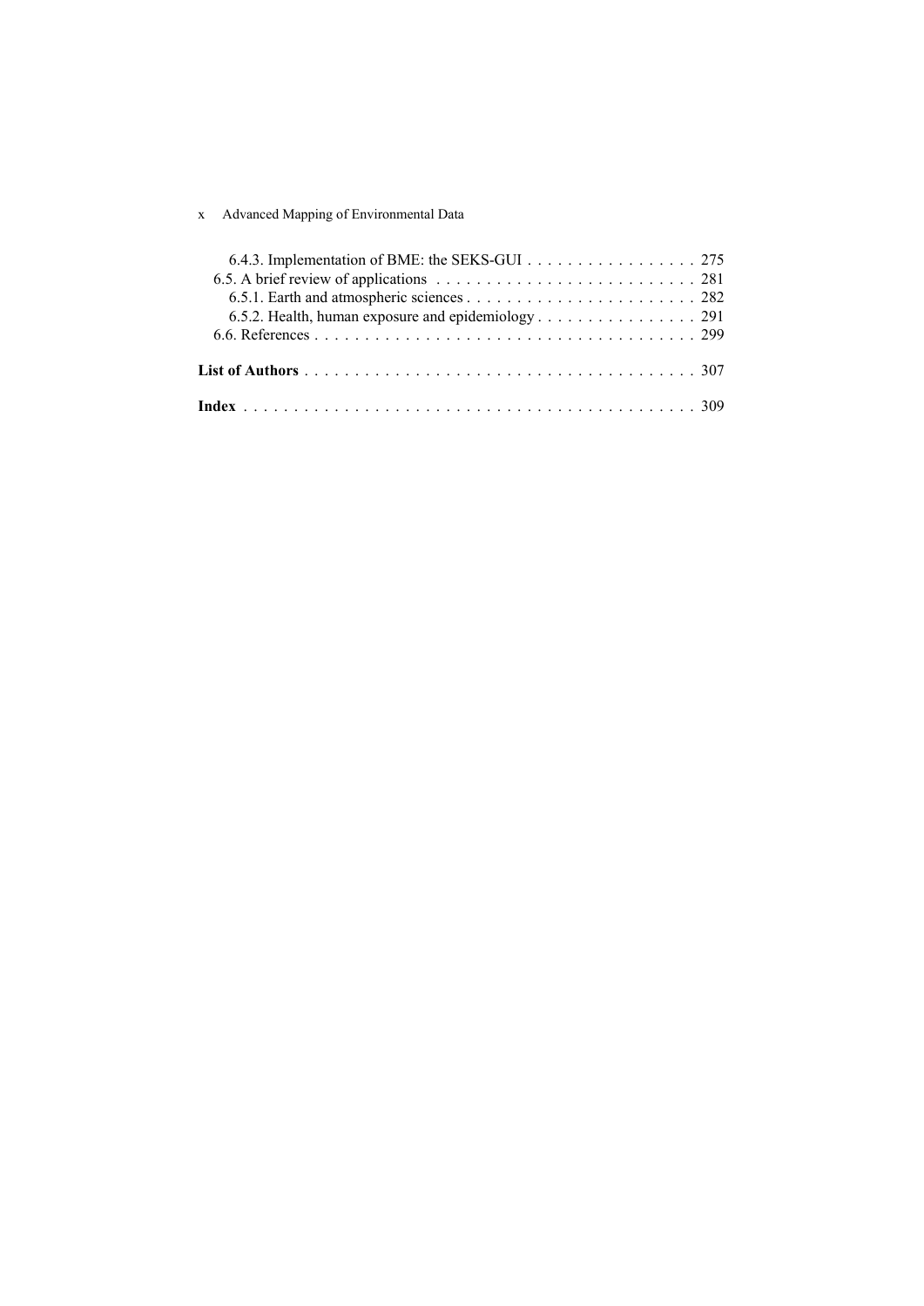6.4.3. Implementation of BME: the SEKS-GUI . . . . . . . . . . . . . . . . . 275

6.5. A brief review of applications . . . . . . . . . . . . . . . . . . . . . . . . . . 281

6.5.1. Earth and atmospheric sciences . . . . . . . . . . . . . . . . . . . . . . . 282

6.5.2. Health, human exposure and epidemiology . . . . . . . . . . . . . . . . 291

6.6. References . . . . . . . . . . . . . . . . . . . . . . . . . . . . . . . . . . . . . 299

**List of Authors** . . . . . . . . . . . . . . . . . . . . . . . . . . . . . . . . . . . . . . 307

**Index** . . . . . . . . . . . . . . . . . . . . . . . . . . . . . . . . . . . . . . . . . . . . 309